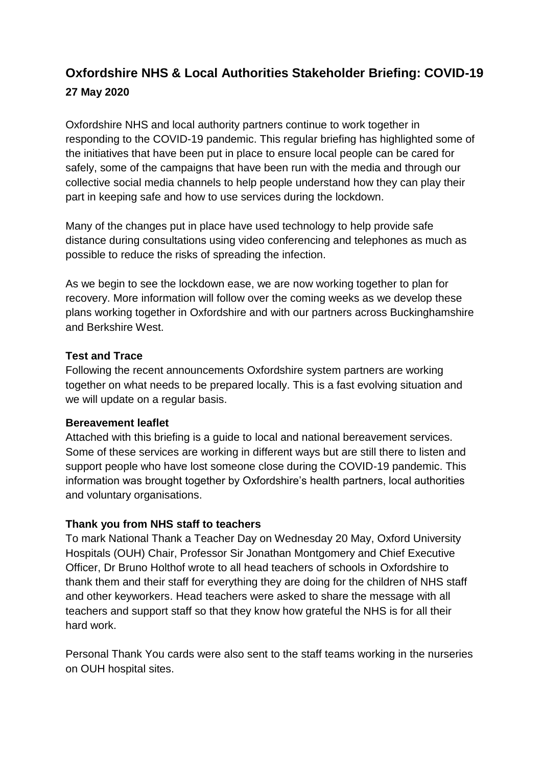# Oxfordshire NHS & Local Authorities Stakeholder Briefing: COVID-19

## 27 May 2020

Oxfordshire NHS and local authority partners continue to work together in responding to the COVID-19 pandemic. This regular briefing has highlighted some of the initiatives that have been put in place to ensure local people can be cared for safely, some of the campaigns that have been run with the media and through our collective social media channels to help people understand how they can play their part in keeping safe and how to use services during the lockdown.

Many of the changes put in place have used technology to help provide safe distance during consultations using video conferencing and telephones as much as possible to reduce the risks of spreading the infection.

As we begin to see the lockdown ease, we are now working together to plan for recovery. More information will follow over the coming weeks as we develop these plans working together in Oxfordshire and with our partners across Buckinghamshire and Berkshire West.

### Test and Trace

Following the recent announcements Oxfordshire system partners are working together on what needs to be prepared locally. This is a fast evolving situation and we will update on a regular basis.

### Bereavement leaflet

Attached with this briefing is a guide to local and national bereavement services. Some of these services are working in different ways but are still there to listen and support people who have lost someone close during the COVID-19 pandemic. This information was brought together by Oxfordshire's health partners, local authorities and voluntary organisations.

### Thank you from NHS staff to teachers

To mark National Thank a Teacher Day on Wednesday 20 May, Oxford University Hospitals (OUH) Chair, Professor Sir Jonathan Montgomery and Chief Executive Officer, Dr Bruno Holthof wrote to all head teachers of schools in Oxfordshire to thank them and their staff for everything they are doing for the children of NHS staff and other keyworkers. Head teachers were asked to share the message with all teachers and support staff so that they know how grateful the NHS is for all their hard work.

Personal Thank You cards were also sent to the staff teams working in the nurseries on OUH hospital sites.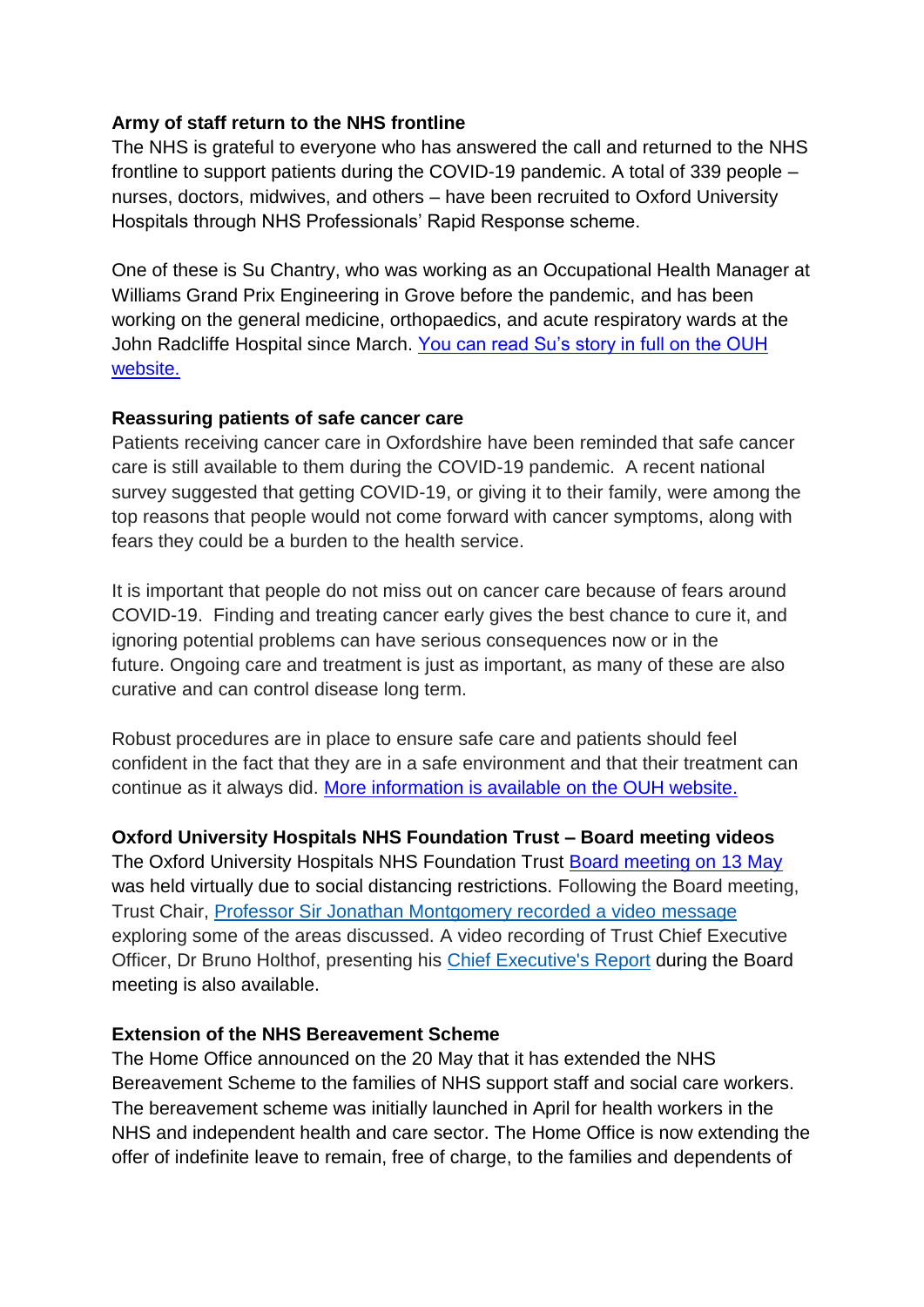**Army of staff return to the NHS frontline**

The NHS is grateful to everyone who has answered the call and returned to the NHS frontline to support patients during the COVID-19 pandemic. A total of 339 people – nurses, doctors, midwives, and others – have been recruited to Oxford University Hospitals through NHS Professionals' Rapid Response scheme.

One of these is Su Chantry, who was working as an Occupational Health Manager at Williams Grand Prix Engineering in Grove before the pandemic, and has been working on the general medicine, orthopaedics, and acute respiratory wards at the John Radcliffe Hospital since March. You can read Su's story in full on the OUH website.

**Reassuring patients of safe cancer care**

Patients receiving cancer care in Oxfordshire have been reminded that safe cancer care is still available to them during the COVID-19 pandemic. A recent national survey suggested that getting COVID-19, or giving it to their family, were among the top reasons that people would not come forward with cancer symptoms, along with fears they could be a burden to the health service.

It is important that people do not miss out on cancer care because of fears around COVID-19. Finding and treating cancer early gives the best chance to cure it, and ignoring potential problems can have serious consequences now or in the future. Ongoing care and treatment is just as important, as many of these are also curative and can control disease long term.

Robust procedures are in place to ensure safe care and patients should feel confident in the fact that they are in a safe environment and that their treatment can continue as it always did. More information is available on the OUH website.

**Oxford University Hospitals NHS Foundation Trust – Board meeting videos**

The Oxford University Hospitals NHS Foundation Trust Board meeting on 13 May was held virtually due to social distancing restrictions. Following the Board meeting, Trust Chair, Professor Sir Jonathan Montgomery recorded a video message exploring some of the areas discussed. A video recording of Trust Chief Executive Officer, Dr Bruno Holthof, presenting his Chief Executive's Report during the Board meeting is also available.

**Extension of the NHS Bereavement Scheme**

The Home Office announced on the 20 May that it has extended the NHS Bereavement Scheme to the families of NHS support staff and social care workers. The bereavement scheme was initially launched in April for health workers in the NHS and independent health and care sector. The Home Office is now extending the offer of indefinite leave to remain, free of charge, to the families and dependents of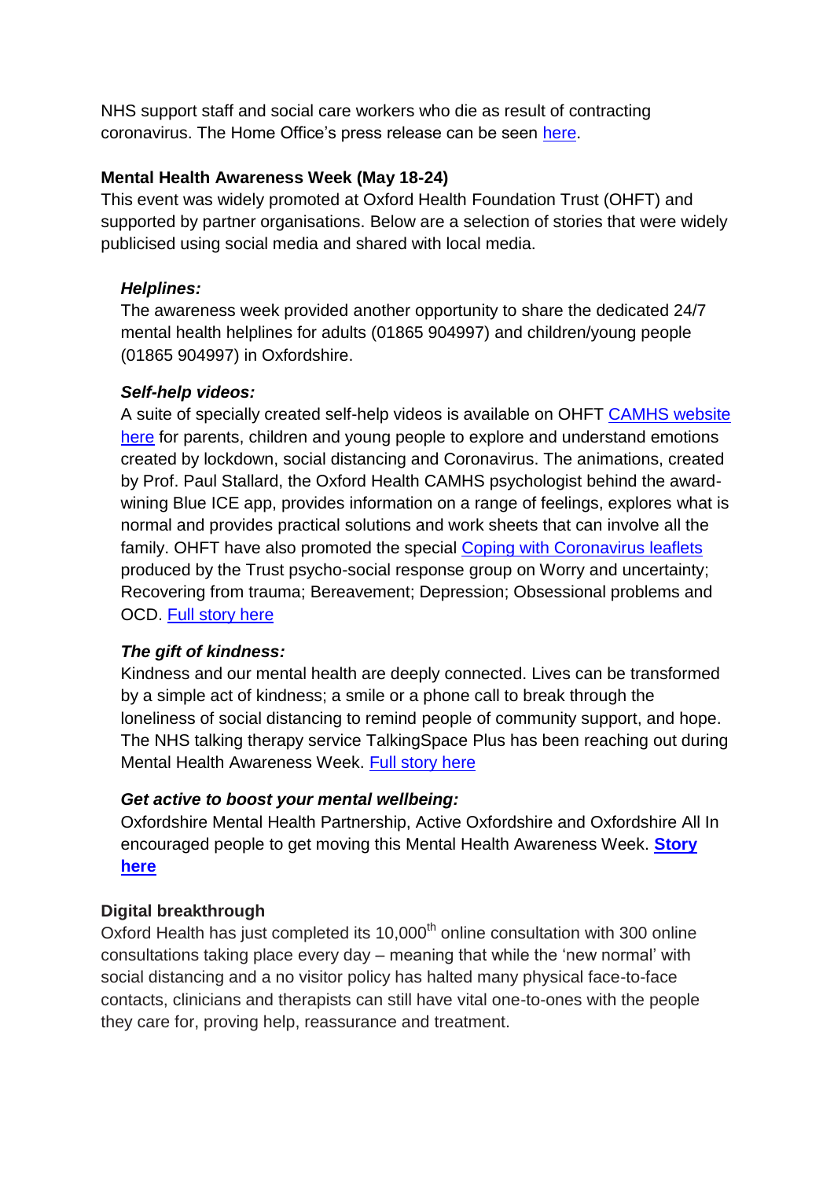NHS support staff and social care workers who die as result of contracting coronavirus. The Home Office's press release can be seen here.

**Mental Health Awareness Week (May 18-24)**

This event was widely promoted at Oxford Health Foundation Trust (OHFT) and supported by partner organisations. Below are a selection of stories that were widely publicised using social media and shared with local media.

***Helplines:***

The awareness week provided another opportunity to share the dedicated 24/7 mental health helplines for adults (01865 904997) and children/young people (01865 904997) in Oxfordshire.

***Self-help videos:***

A suite of specially created self-help videos is available on OHFT CAMHS website here for parents, children and young people to explore and understand emotions created by lockdown, social distancing and Coronavirus. The animations, created by Prof. Paul Stallard, the Oxford Health CAMHS psychologist behind the award-wining Blue ICE app, provides information on a range of feelings, explores what is normal and provides practical solutions and work sheets that can involve all the family. OHFT have also promoted the special Coping with Coronavirus leaflets produced by the Trust psycho-social response group on Worry and uncertainty; Recovering from trauma; Bereavement; Depression; Obsessional problems and OCD. Full story here

***The gift of kindness:***

Kindness and our mental health are deeply connected. Lives can be transformed by a simple act of kindness; a smile or a phone call to break through the loneliness of social distancing to remind people of community support, and hope. The NHS talking therapy service TalkingSpace Plus has been reaching out during Mental Health Awareness Week. Full story here

***Get active to boost your mental wellbeing:***

Oxfordshire Mental Health Partnership, Active Oxfordshire and Oxfordshire All In encouraged people to get moving this Mental Health Awareness Week. **Story here**

**Digital breakthrough**

Oxford Health has just completed its 10,000th online consultation with 300 online consultations taking place every day – meaning that while the 'new normal' with social distancing and a no visitor policy has halted many physical face-to-face contacts, clinicians and therapists can still have vital one-to-ones with the people they care for, proving help, reassurance and treatment.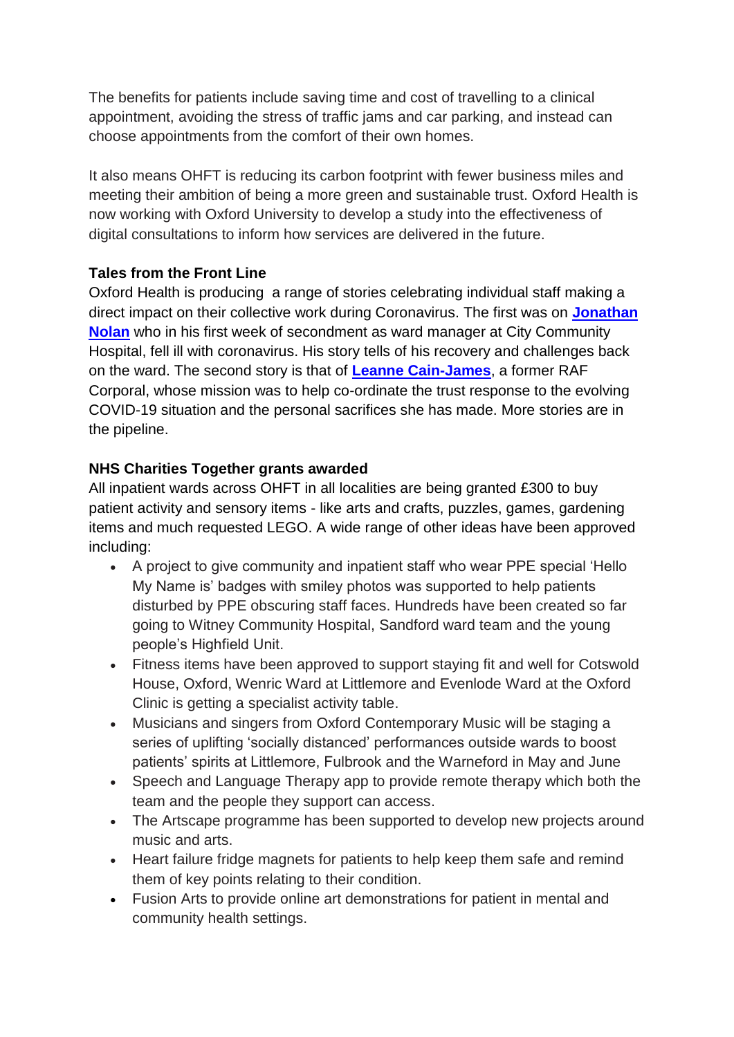The benefits for patients include saving time and cost of travelling to a clinical appointment, avoiding the stress of traffic jams and car parking, and instead can choose appointments from the comfort of their own homes.

It also means OHFT is reducing its carbon footprint with fewer business miles and meeting their ambition of being a more green and sustainable trust. Oxford Health is now working with Oxford University to develop a study into the effectiveness of digital consultations to inform how services are delivered in the future.

**Tales from the Front Line**

Oxford Health is producing a range of stories celebrating individual staff making a direct impact on their collective work during Coronavirus. The first was on **Jonathan Nolan** who in his first week of secondment as ward manager at City Community Hospital, fell ill with coronavirus. His story tells of his recovery and challenges back on the ward. The second story is that of **Leanne Cain-James**, a former RAF Corporal, whose mission was to help co-ordinate the trust response to the evolving COVID-19 situation and the personal sacrifices she has made. More stories are in the pipeline.

**NHS Charities Together grants awarded**

All inpatient wards across OHFT in all localities are being granted £300 to buy patient activity and sensory items - like arts and crafts, puzzles, games, gardening items and much requested LEGO. A wide range of other ideas have been approved including:

- A project to give community and inpatient staff who wear PPE special 'Hello My Name is' badges with smiley photos was supported to help patients disturbed by PPE obscuring staff faces. Hundreds have been created so far going to Witney Community Hospital, Sandford ward team and the young people's Highfield Unit.
- Fitness items have been approved to support staying fit and well for Cotswold House, Oxford, Wenric Ward at Littlemore and Evenlode Ward at the Oxford Clinic is getting a specialist activity table.
- Musicians and singers from Oxford Contemporary Music will be staging a series of uplifting 'socially distanced' performances outside wards to boost patients' spirits at Littlemore, Fulbrook and the Warneford in May and June
- Speech and Language Therapy app to provide remote therapy which both the team and the people they support can access.
- The Artscape programme has been supported to develop new projects around music and arts.
- Heart failure fridge magnets for patients to help keep them safe and remind them of key points relating to their condition.
- Fusion Arts to provide online art demonstrations for patient in mental and community health settings.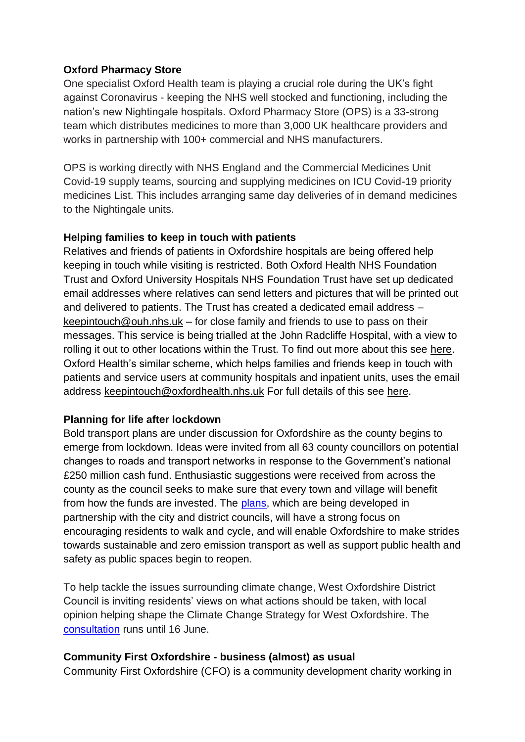**Oxford Pharmacy Store**

One specialist Oxford Health team is playing a crucial role during the UK's fight against Coronavirus - keeping the NHS well stocked and functioning, including the nation's new Nightingale hospitals. Oxford Pharmacy Store (OPS) is a 33-strong team which distributes medicines to more than 3,000 UK healthcare providers and works in partnership with 100+ commercial and NHS manufacturers.

OPS is working directly with NHS England and the Commercial Medicines Unit Covid-19 supply teams, sourcing and supplying medicines on ICU Covid-19 priority medicines List. This includes arranging same day deliveries of in demand medicines to the Nightingale units.

**Helping families to keep in touch with patients**

Relatives and friends of patients in Oxfordshire hospitals are being offered help keeping in touch while visiting is restricted. Both Oxford Health NHS Foundation Trust and Oxford University Hospitals NHS Foundation Trust have set up dedicated email addresses where relatives can send letters and pictures that will be printed out and delivered to patients. The Trust has created a dedicated email address – keepintouch@ouh.nhs.uk – for close family and friends to use to pass on their messages. This service is being trialled at the John Radcliffe Hospital, with a view to rolling it out to other locations within the Trust. To find out more about this see here. Oxford Health's similar scheme, which helps families and friends keep in touch with patients and service users at community hospitals and inpatient units, uses the email address keepintouch@oxfordhealth.nhs.uk For full details of this see here.

**Planning for life after lockdown**

Bold transport plans are under discussion for Oxfordshire as the county begins to emerge from lockdown. Ideas were invited from all 63 county councillors on potential changes to roads and transport networks in response to the Government's national £250 million cash fund. Enthusiastic suggestions were received from across the county as the council seeks to make sure that every town and village will benefit from how the funds are invested. The plans, which are being developed in partnership with the city and district councils, will have a strong focus on encouraging residents to walk and cycle, and will enable Oxfordshire to make strides towards sustainable and zero emission transport as well as support public health and safety as public spaces begin to reopen.

To help tackle the issues surrounding climate change, West Oxfordshire District Council is inviting residents' views on what actions should be taken, with local opinion helping shape the Climate Change Strategy for West Oxfordshire. The consultation runs until 16 June.

**Community First Oxfordshire - business (almost) as usual**

Community First Oxfordshire (CFO) is a community development charity working in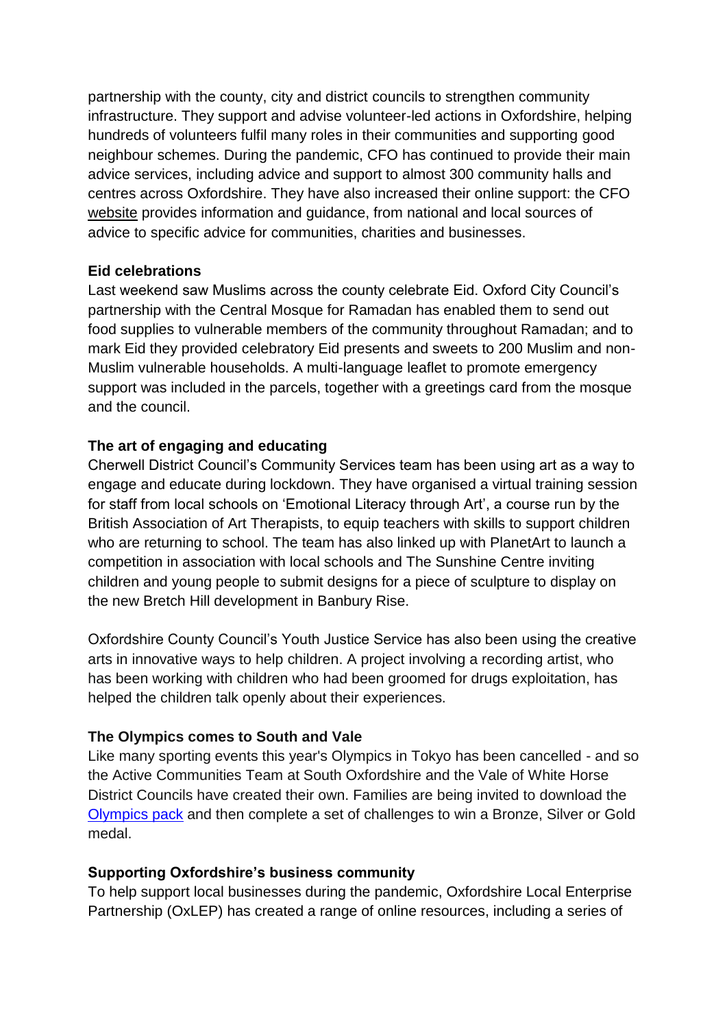partnership with the county, city and district councils to strengthen community infrastructure. They support and advise volunteer-led actions in Oxfordshire, helping hundreds of volunteers fulfil many roles in their communities and supporting good neighbour schemes. During the pandemic, CFO has continued to provide their main advice services, including advice and support to almost 300 community halls and centres across Oxfordshire. They have also increased their online support: the CFO website provides information and guidance, from national and local sources of advice to specific advice for communities, charities and businesses.

**Eid celebrations**

Last weekend saw Muslims across the county celebrate Eid. Oxford City Council's partnership with the Central Mosque for Ramadan has enabled them to send out food supplies to vulnerable members of the community throughout Ramadan; and to mark Eid they provided celebratory Eid presents and sweets to 200 Muslim and non-Muslim vulnerable households. A multi-language leaflet to promote emergency support was included in the parcels, together with a greetings card from the mosque and the council.

**The art of engaging and educating**

Cherwell District Council's Community Services team has been using art as a way to engage and educate during lockdown. They have organised a virtual training session for staff from local schools on 'Emotional Literacy through Art', a course run by the British Association of Art Therapists, to equip teachers with skills to support children who are returning to school. The team has also linked up with PlanetArt to launch a competition in association with local schools and The Sunshine Centre inviting children and young people to submit designs for a piece of sculpture to display on the new Bretch Hill development in Banbury Rise.

Oxfordshire County Council's Youth Justice Service has also been using the creative arts in innovative ways to help children. A project involving a recording artist, who has been working with children who had been groomed for drugs exploitation, has helped the children talk openly about their experiences.

**The Olympics comes to South and Vale**

Like many sporting events this year's Olympics in Tokyo has been cancelled - and so the Active Communities Team at South Oxfordshire and the Vale of White Horse District Councils have created their own. Families are being invited to download the Olympics pack and then complete a set of challenges to win a Bronze, Silver or Gold medal.

**Supporting Oxfordshire's business community**

To help support local businesses during the pandemic, Oxfordshire Local Enterprise Partnership (OxLEP) has created a range of online resources, including a series of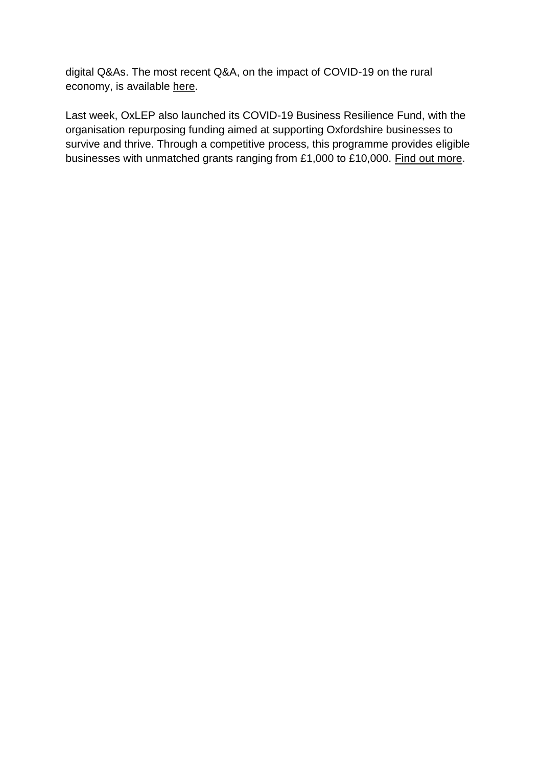digital Q&As. The most recent Q&A, on the impact of COVID-19 on the rural economy, is available here.

Last week, OxLEP also launched its COVID-19 Business Resilience Fund, with the organisation repurposing funding aimed at supporting Oxfordshire businesses to survive and thrive. Through a competitive process, this programme provides eligible businesses with unmatched grants ranging from £1,000 to £10,000. Find out more.